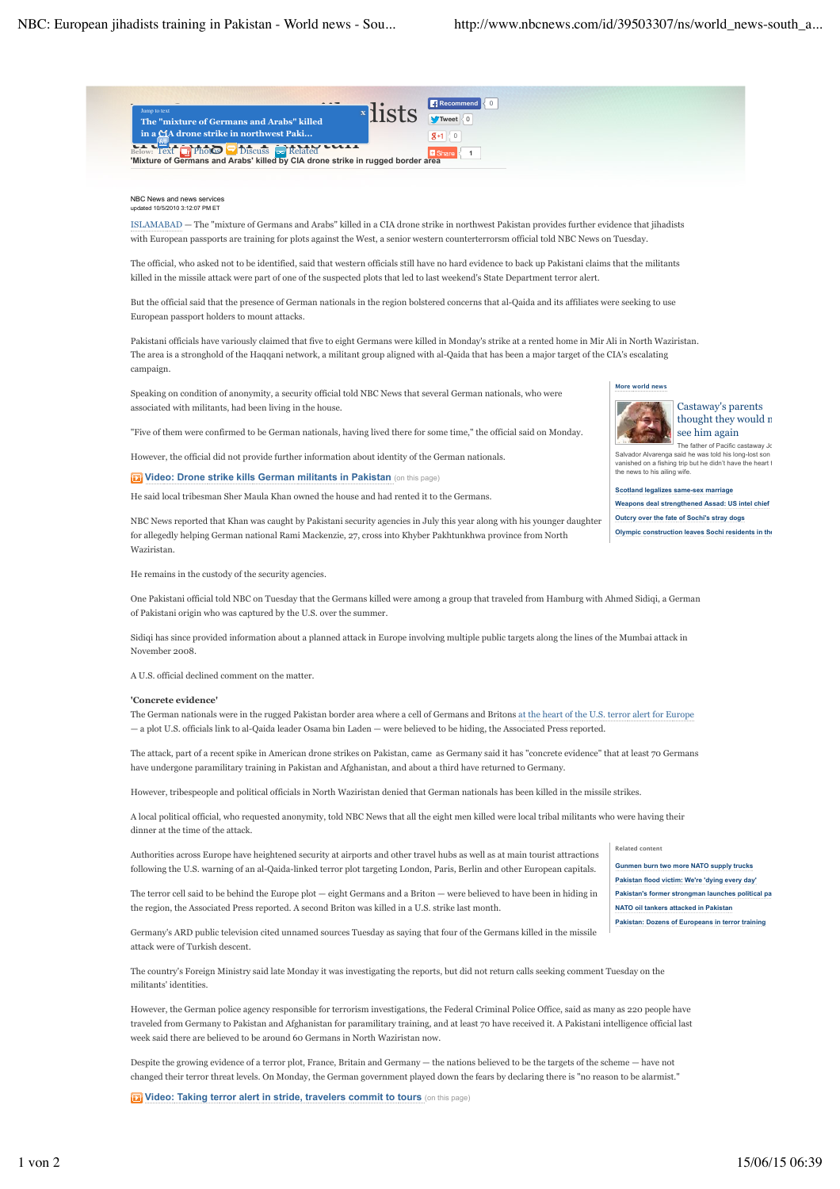# European jihadists training in Pakistan

'Mixture of Germans and Arabs' killed by CIA drone strike in rugged border area

NBC News and news services
updated 10/5/2010 3:12:07 PM ET

ISLAMABAD — The "mixture of Germans and Arabs" killed in a CIA drone strike in northwest Pakistan provides further evidence that jihadists with European passports are training for plots against the West, a senior western counterterrorism official told NBC News on Tuesday.

The official, who asked not to be identified, said that western officials still have no hard evidence to back up Pakistani claims that the militants killed in the missile attack were part of one of the suspected plots that led to last weekend's State Department terror alert.

But the official said that the presence of German nationals in the region bolstered concerns that al-Qaida and its affiliates were seeking to use European passport holders to mount attacks.

Pakistani officials have variously claimed that five to eight Germans were killed in Monday's strike at a rented home in Mir Ali in North Waziristan. The area is a stronghold of the Haqqani network, a militant group aligned with al-Qaida that has been a major target of the CIA's escalating campaign.

Speaking on condition of anonymity, a security official told NBC News that several German nationals, who were associated with militants, had been living in the house.

"Five of them were confirmed to be German nationals, having lived there for some time," the official said on Monday.

However, the official did not provide further information about identity of the German nationals.

Video: Drone strike kills German militants in Pakistan (on this page)

He said local tribesman Sher Maula Khan owned the house and had rented it to the Germans.

NBC News reported that Khan was caught by Pakistani security agencies in July this year along with his younger daughter for allegedly helping German national Rami Mackenzie, 27, cross into Khyber Pakhtunkhwa province from North Waziristan.

He remains in the custody of the security agencies.

One Pakistani official told NBC on Tuesday that the Germans killed were among a group that traveled from Hamburg with Ahmed Sidiqi, a German of Pakistani origin who was captured by the U.S. over the summer.

Sidiqi has since provided information about a planned attack in Europe involving multiple public targets along the lines of the Mumbai attack in November 2008.

A U.S. official declined comment on the matter.

### 'Concrete evidence'

The German nationals were in the rugged Pakistan border area where a cell of Germans and Britons at the heart of the U.S. terror alert for Europe — a plot U.S. officials link to al-Qaida leader Osama bin Laden — were believed to be hiding, the Associated Press reported.

The attack, part of a recent spike in American drone strikes on Pakistan, came as Germany said it has "concrete evidence" that at least 70 Germans have undergone paramilitary training in Pakistan and Afghanistan, and about a third have returned to Germany.

However, tribespeople and political officials in North Waziristan denied that German nationals has been killed in the missile strikes.

A local political official, who requested anonymity, told NBC News that all the eight men killed were local tribal militants who were having their dinner at the time of the attack.

Authorities across Europe have heightened security at airports and other travel hubs as well as at main tourist attractions following the U.S. warning of an al-Qaida-linked terror plot targeting London, Paris, Berlin and other European capitals.

The terror cell said to be behind the Europe plot — eight Germans and a Briton — were believed to have been in hiding in the region, the Associated Press reported. A second Briton was killed in a U.S. strike last month.

Germany's ARD public television cited unnamed sources Tuesday as saying that four of the Germans killed in the missile attack were of Turkish descent.

The country's Foreign Ministry said late Monday it was investigating the reports, but did not return calls seeking comment Tuesday on the militants' identities.

However, the German police agency responsible for terrorism investigations, the Federal Criminal Police Office, said as many as 220 people have traveled from Germany to Pakistan and Afghanistan for paramilitary training, and at least 70 have received it. A Pakistani intelligence official last week said there are believed to be around 60 Germans in North Waziristan now.

Despite the growing evidence of a terror plot, France, Britain and Germany — the nations believed to be the targets of the scheme — have not changed their terror threat levels. On Monday, the German government played down the fears by declaring there is "no reason to be alarmist."

Video: Taking terror alert in stride, travelers commit to tours (on this page)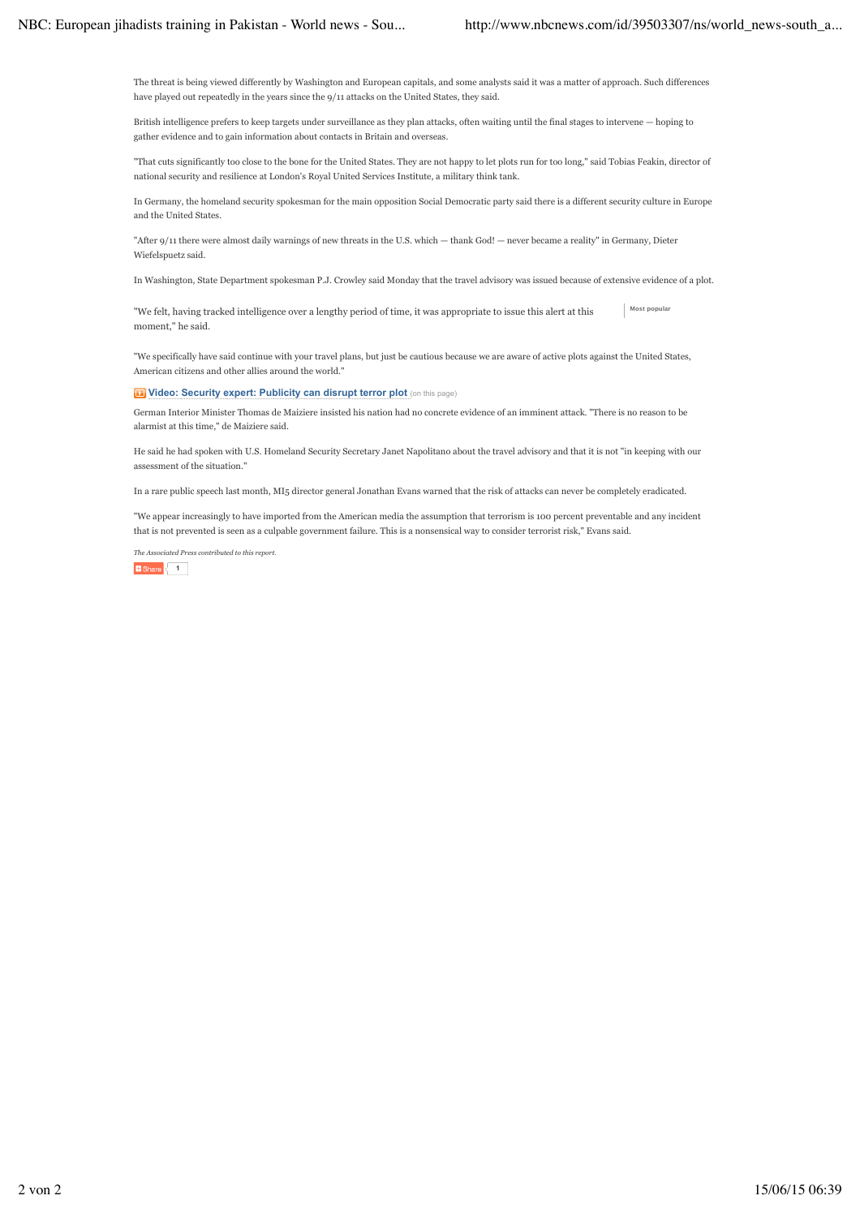The threat is being viewed differently by Washington and European capitals, and some analysts said it was a matter of approach. Such differences have played out repeatedly in the years since the 9/11 attacks on the United States, they said.

British intelligence prefers to keep targets under surveillance as they plan attacks, often waiting until the final stages to intervene — hoping to gather evidence and to gain information about contacts in Britain and overseas.

"That cuts significantly too close to the bone for the United States. They are not happy to let plots run for too long," said Tobias Feakin, director of national security and resilience at London's Royal United Services Institute, a military think tank.

In Germany, the homeland security spokesman for the main opposition Social Democratic party said there is a different security culture in Europe and the United States.

"After 9/11 there were almost daily warnings of new threats in the U.S. which — thank God! — never became a reality" in Germany, Dieter Wiefelspuetz said.

In Washington, State Department spokesman P.J. Crowley said Monday that the travel advisory was issued because of extensive evidence of a plot.

"We felt, having tracked intelligence over a lengthy period of time, it was appropriate to issue this alert at this moment," he said.

Most popular

"We specifically have said continue with your travel plans, but just be cautious because we are aware of active plots against the United States, American citizens and other allies around the world."

**Video: Security expert: Publicity can disrupt terror plot** (on this page)

German Interior Minister Thomas de Maiziere insisted his nation had no concrete evidence of an imminent attack. "There is no reason to be alarmist at this time," de Maiziere said.

He said he had spoken with U.S. Homeland Security Secretary Janet Napolitano about the travel advisory and that it is not "in keeping with our assessment of the situation."

In a rare public speech last month, MI5 director general Jonathan Evans warned that the risk of attacks can never be completely eradicated.

"We appear increasingly to have imported from the American media the assumption that terrorism is 100 percent preventable and any incident that is not prevented is seen as a culpable government failure. This is a nonsensical way to consider terrorist risk," Evans said.

*The Associated Press contributed to this report.*

Share 1